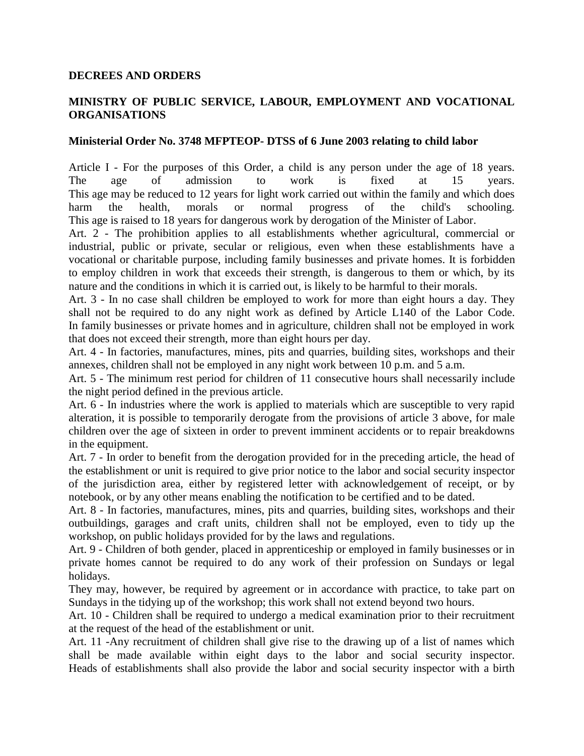**DECREES AND ORDERS**

**MINISTRY OF PUBLIC SERVICE, LABOUR, EMPLOYMENT AND VOCATIONAL ORGANISATIONS**

**Ministerial Order No. 3748 MFPTEOP- DTSS of 6 June 2003 relating to child labor**

Article I - For the purposes of this Order, a child is any person under the age of 18 years. The age of admission to work is fixed at 15 years. This age may be reduced to 12 years for light work carried out within the family and which does harm the health, morals or normal progress of the child's schooling. This age is raised to 18 years for dangerous work by derogation of the Minister of Labor.

Art. 2 - The prohibition applies to all establishments whether agricultural, commercial or industrial, public or private, secular or religious, even when these establishments have a vocational or charitable purpose, including family businesses and private homes. It is forbidden to employ children in work that exceeds their strength, is dangerous to them or which, by its nature and the conditions in which it is carried out, is likely to be harmful to their morals.

Art. 3 - In no case shall children be employed to work for more than eight hours a day. They shall not be required to do any night work as defined by Article L140 of the Labor Code. In family businesses or private homes and in agriculture, children shall not be employed in work that does not exceed their strength, more than eight hours per day.

Art. 4 - In factories, manufactures, mines, pits and quarries, building sites, workshops and their annexes, children shall not be employed in any night work between 10 p.m. and 5 a.m.

Art. 5 - The minimum rest period for children of 11 consecutive hours shall necessarily include the night period defined in the previous article.

Art. 6 - In industries where the work is applied to materials which are susceptible to very rapid alteration, it is possible to temporarily derogate from the provisions of article 3 above, for male children over the age of sixteen in order to prevent imminent accidents or to repair breakdowns in the equipment.

Art. 7 - In order to benefit from the derogation provided for in the preceding article, the head of the establishment or unit is required to give prior notice to the labor and social security inspector of the jurisdiction area, either by registered letter with acknowledgement of receipt, or by notebook, or by any other means enabling the notification to be certified and to be dated.

Art. 8 - In factories, manufactures, mines, pits and quarries, building sites, workshops and their outbuildings, garages and craft units, children shall not be employed, even to tidy up the workshop, on public holidays provided for by the laws and regulations.

Art. 9 - Children of both gender, placed in apprenticeship or employed in family businesses or in private homes cannot be required to do any work of their profession on Sundays or legal holidays.

They may, however, be required by agreement or in accordance with practice, to take part on Sundays in the tidying up of the workshop; this work shall not extend beyond two hours.

Art. 10 - Children shall be required to undergo a medical examination prior to their recruitment at the request of the head of the establishment or unit.

Art. 11 -Any recruitment of children shall give rise to the drawing up of a list of names which shall be made available within eight days to the labor and social security inspector. Heads of establishments shall also provide the labor and social security inspector with a birth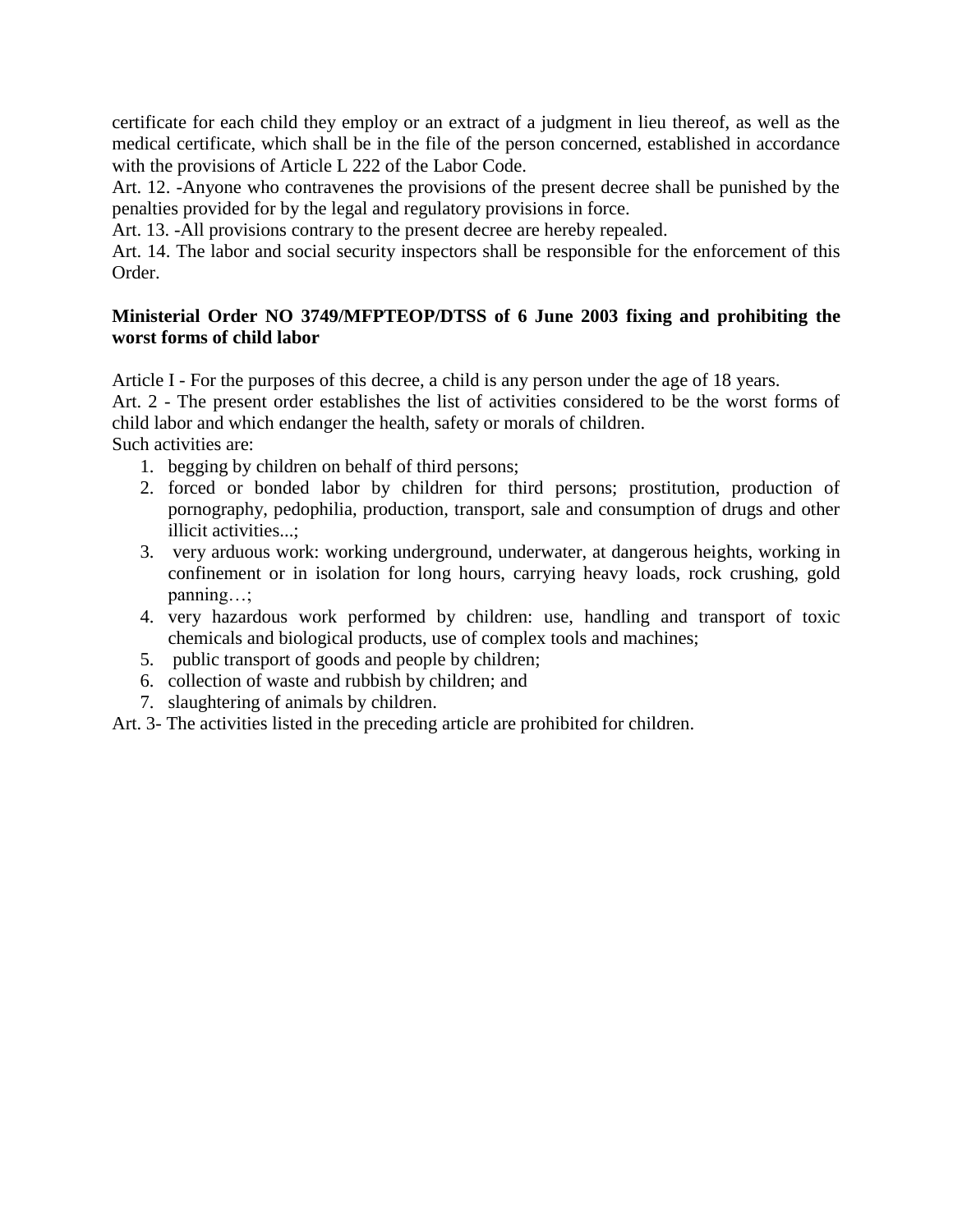certificate for each child they employ or an extract of a judgment in lieu thereof, as well as the medical certificate, which shall be in the file of the person concerned, established in accordance with the provisions of Article L 222 of the Labor Code.

Art. 12. -Anyone who contravenes the provisions of the present decree shall be punished by the penalties provided for by the legal and regulatory provisions in force.

Art. 13. -All provisions contrary to the present decree are hereby repealed.

Art. 14. The labor and social security inspectors shall be responsible for the enforcement of this Order.

**Ministerial Order NO 3749/MFPTEOP/DTSS of 6 June 2003 fixing and prohibiting the worst forms of child labor**

Article I - For the purposes of this decree, a child is any person under the age of 18 years.

Art. 2 - The present order establishes the list of activities considered to be the worst forms of child labor and which endanger the health, safety or morals of children.

Such activities are:

1. begging by children on behalf of third persons;
2. forced or bonded labor by children for third persons; prostitution, production of pornography, pedophilia, production, transport, sale and consumption of drugs and other illicit activities...;
3. very arduous work: working underground, underwater, at dangerous heights, working in confinement or in isolation for long hours, carrying heavy loads, rock crushing, gold panning…;
4. very hazardous work performed by children: use, handling and transport of toxic chemicals and biological products, use of complex tools and machines;
5. public transport of goods and people by children;
6. collection of waste and rubbish by children; and
7. slaughtering of animals by children.

Art. 3- The activities listed in the preceding article are prohibited for children.